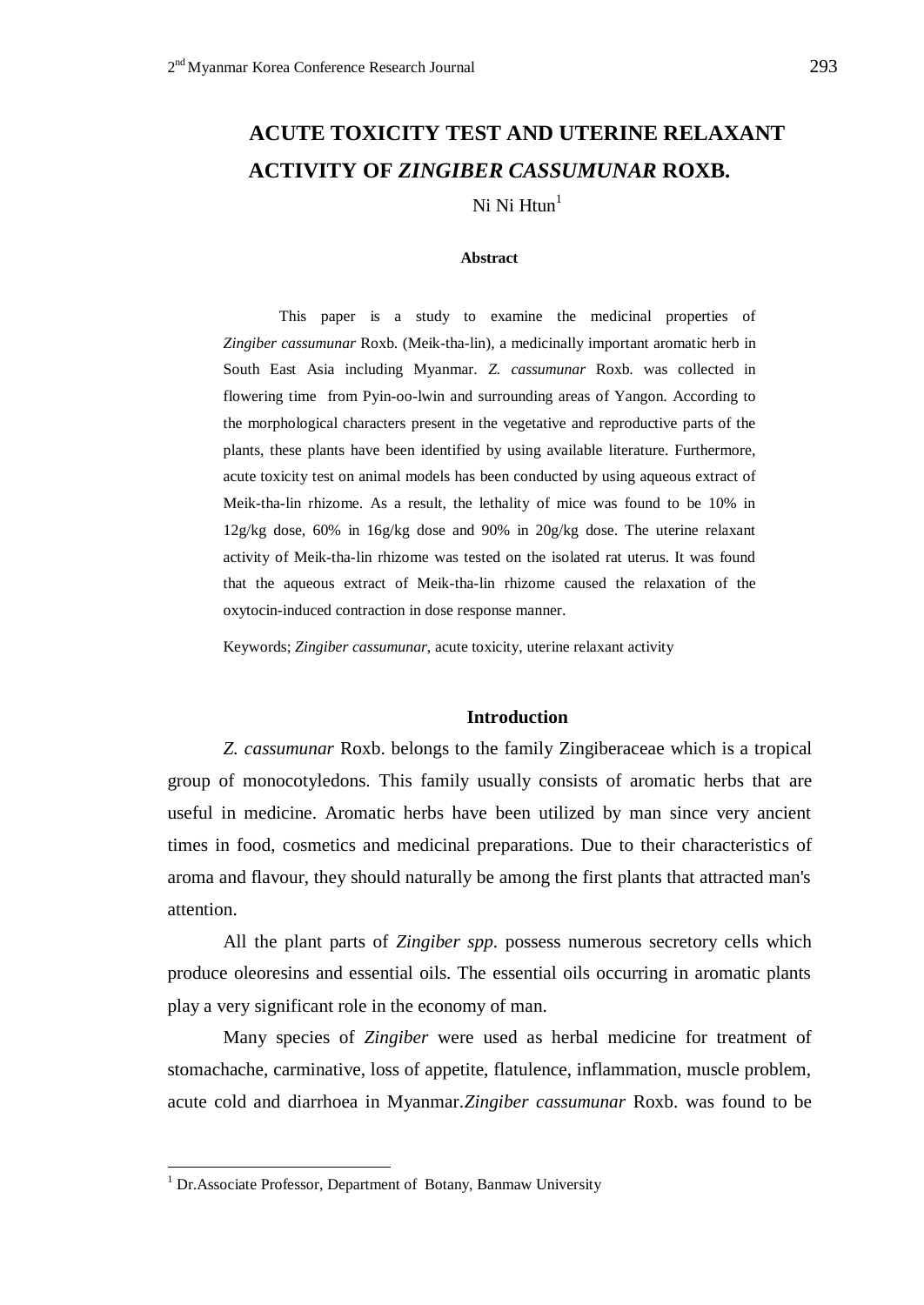# ACUTE TOXICITY TEST AND UTERINE RELAXANT ACTIVITY OF *ZINGIBER CASSUMUNAR* ROXB.

Ni Ni Htun[1]

**Abstract**

This paper is a study to examine the medicinal properties of *Zingiber cassumunar* Roxb. (Meik-tha-lin), a medicinally important aromatic herb in South East Asia including Myanmar. *Z. cassumunar* Roxb. was collected in flowering time from Pyin-oo-lwin and surrounding areas of Yangon. According to the morphological characters present in the vegetative and reproductive parts of the plants, these plants have been identified by using available literature. Furthermore, acute toxicity test on animal models has been conducted by using aqueous extract of Meik-tha-lin rhizome. As a result, the lethality of mice was found to be 10% in 12g/kg dose, 60% in 16g/kg dose and 90% in 20g/kg dose. The uterine relaxant activity of Meik-tha-lin rhizome was tested on the isolated rat uterus. It was found that the aqueous extract of Meik-tha-lin rhizome caused the relaxation of the oxytocin-induced contraction in dose response manner.

Keywords; *Zingiber cassumunar*, acute toxicity, uterine relaxant activity

## Introduction

*Z. cassumunar* Roxb. belongs to the family Zingiberaceae which is a tropical group of monocotyledons. This family usually consists of aromatic herbs that are useful in medicine. Aromatic herbs have been utilized by man since very ancient times in food, cosmetics and medicinal preparations. Due to their characteristics of aroma and flavour, they should naturally be among the first plants that attracted man's attention.

All the plant parts of *Zingiber spp*. possess numerous secretory cells which produce oleoresins and essential oils. The essential oils occurring in aromatic plants play a very significant role in the economy of man.

Many species of *Zingiber* were used as herbal medicine for treatment of stomachache, carminative, loss of appetite, flatulence, inflammation, muscle problem, acute cold and diarrhoea in Myanmar.*Zingiber cassumunar* Roxb. was found to be

[1] Dr.Associate Professor, Department of Botany, Banmaw University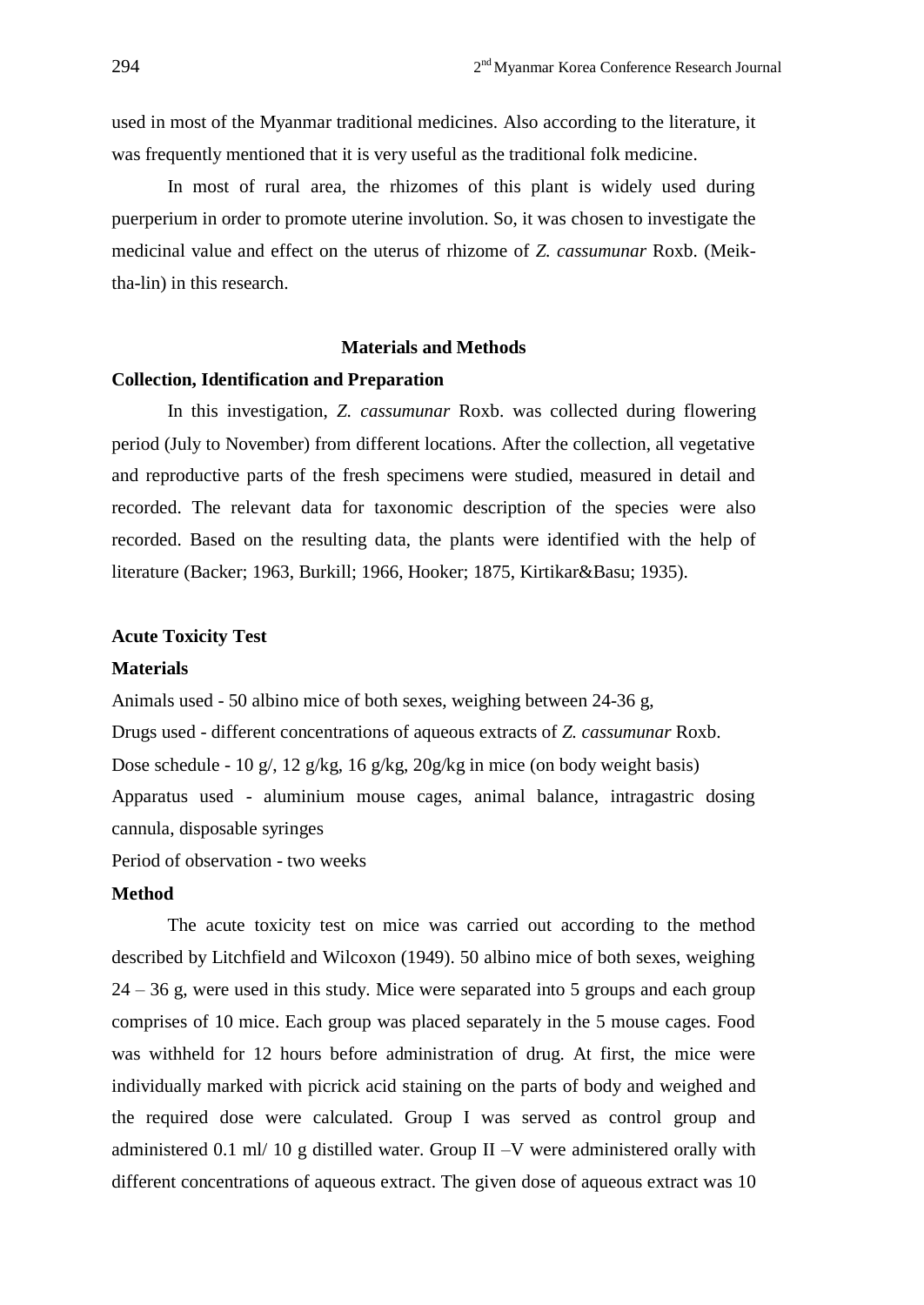used in most of the Myanmar traditional medicines. Also according to the literature, it was frequently mentioned that it is very useful as the traditional folk medicine.

In most of rural area, the rhizomes of this plant is widely used during puerperium in order to promote uterine involution. So, it was chosen to investigate the medicinal value and effect on the uterus of rhizome of *Z. cassumunar* Roxb. (Meik-tha-lin) in this research.

## Materials and Methods

### Collection, Identification and Preparation

In this investigation, *Z. cassumunar* Roxb. was collected during flowering period (July to November) from different locations. After the collection, all vegetative and reproductive parts of the fresh specimens were studied, measured in detail and recorded. The relevant data for taxonomic description of the species were also recorded. Based on the resulting data, the plants were identified with the help of literature (Backer; 1963, Burkill; 1966, Hooker; 1875, Kirtikar&Basu; 1935).

### Acute Toxicity Test

#### Materials

Animals used - 50 albino mice of both sexes, weighing between 24-36 g,

Drugs used - different concentrations of aqueous extracts of *Z. cassumunar* Roxb.

Dose schedule - 10 g/, 12 g/kg, 16 g/kg, 20g/kg in mice (on body weight basis)

Apparatus used - aluminium mouse cages, animal balance, intragastric dosing cannula, disposable syringes

Period of observation - two weeks

#### Method

The acute toxicity test on mice was carried out according to the method described by Litchfield and Wilcoxon (1949). 50 albino mice of both sexes, weighing 24 – 36 g, were used in this study. Mice were separated into 5 groups and each group comprises of 10 mice. Each group was placed separately in the 5 mouse cages. Food was withheld for 12 hours before administration of drug. At first, the mice were individually marked with picrick acid staining on the parts of body and weighed and the required dose were calculated. Group I was served as control group and administered 0.1 ml/ 10 g distilled water. Group II –V were administered orally with different concentrations of aqueous extract. The given dose of aqueous extract was 10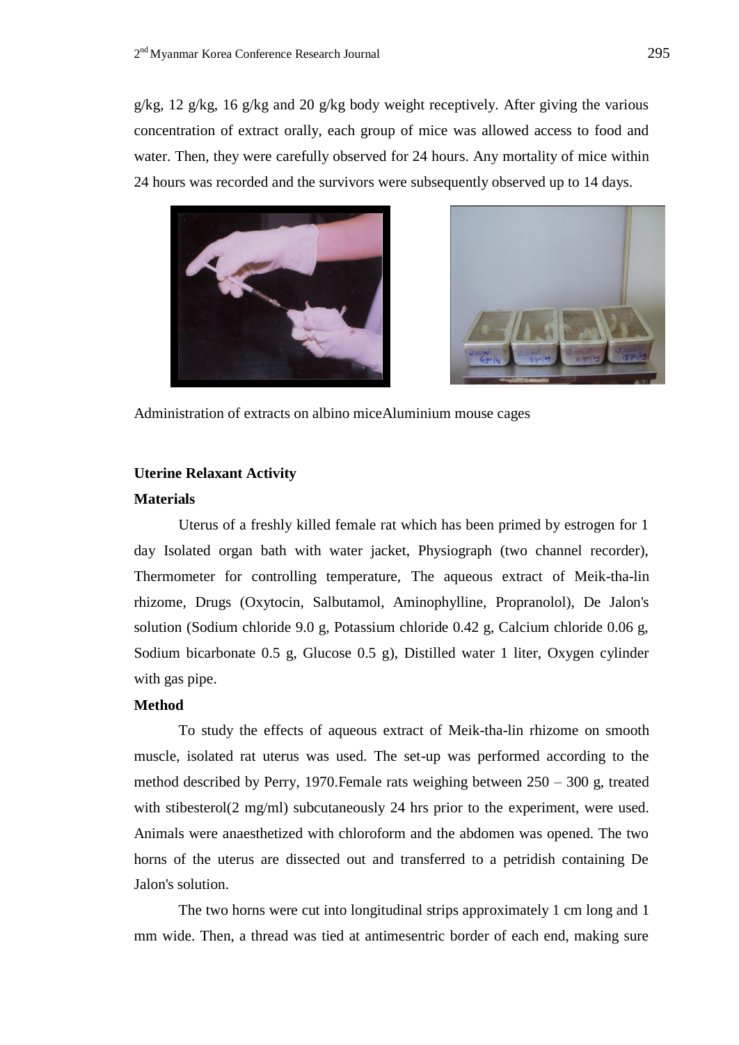g/kg, 12 g/kg, 16 g/kg and 20 g/kg body weight receptively. After giving the various concentration of extract orally, each group of mice was allowed access to food and water. Then, they were carefully observed for 24 hours. Any mortality of mice within 24 hours was recorded and the survivors were subsequently observed up to 14 days.

Administration of extracts on albino miceAluminium mouse cages

### Uterine Relaxant Activity

#### Materials

Uterus of a freshly killed female rat which has been primed by estrogen for 1 day Isolated organ bath with water jacket, Physiograph (two channel recorder), Thermometer for controlling temperature, The aqueous extract of Meik-tha-lin rhizome, Drugs (Oxytocin, Salbutamol, Aminophylline, Propranolol), De Jalon's solution (Sodium chloride 9.0 g, Potassium chloride 0.42 g, Calcium chloride 0.06 g, Sodium bicarbonate 0.5 g, Glucose 0.5 g), Distilled water 1 liter, Oxygen cylinder with gas pipe.

#### Method

To study the effects of aqueous extract of Meik-tha-lin rhizome on smooth muscle, isolated rat uterus was used. The set-up was performed according to the method described by Perry, 1970.Female rats weighing between 250 – 300 g, treated with stibesterol(2 mg/ml) subcutaneously 24 hrs prior to the experiment, were used. Animals were anaesthetized with chloroform and the abdomen was opened. The two horns of the uterus are dissected out and transferred to a petridish containing De Jalon's solution.

The two horns were cut into longitudinal strips approximately 1 cm long and 1 mm wide. Then, a thread was tied at antimesentric border of each end, making sure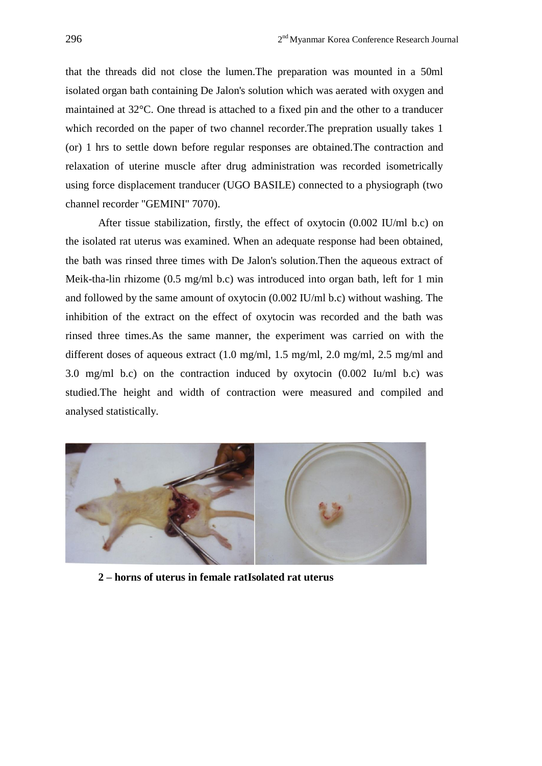that the threads did not close the lumen.The preparation was mounted in a 50ml isolated organ bath containing De Jalon's solution which was aerated with oxygen and maintained at 32°C. One thread is attached to a fixed pin and the other to a tranducer which recorded on the paper of two channel recorder.The prepration usually takes 1 (or) 1 hrs to settle down before regular responses are obtained.The contraction and relaxation of uterine muscle after drug administration was recorded isometrically using force displacement tranducer (UGO BASILE) connected to a physiograph (two channel recorder "GEMINI" 7070).

After tissue stabilization, firstly, the effect of oxytocin (0.002 IU/ml b.c) on the isolated rat uterus was examined. When an adequate response had been obtained, the bath was rinsed three times with De Jalon's solution.Then the aqueous extract of Meik-tha-lin rhizome (0.5 mg/ml b.c) was introduced into organ bath, left for 1 min and followed by the same amount of oxytocin (0.002 IU/ml b.c) without washing. The inhibition of the extract on the effect of oxytocin was recorded and the bath was rinsed three times.As the same manner, the experiment was carried on with the different doses of aqueous extract (1.0 mg/ml, 1.5 mg/ml, 2.0 mg/ml, 2.5 mg/ml and 3.0 mg/ml b.c) on the contraction induced by oxytocin (0.002 Iu/ml b.c) was studied.The height and width of contraction were measured and compiled and analysed statistically.

**2 – horns of uterus in female ratIsolated rat uterus**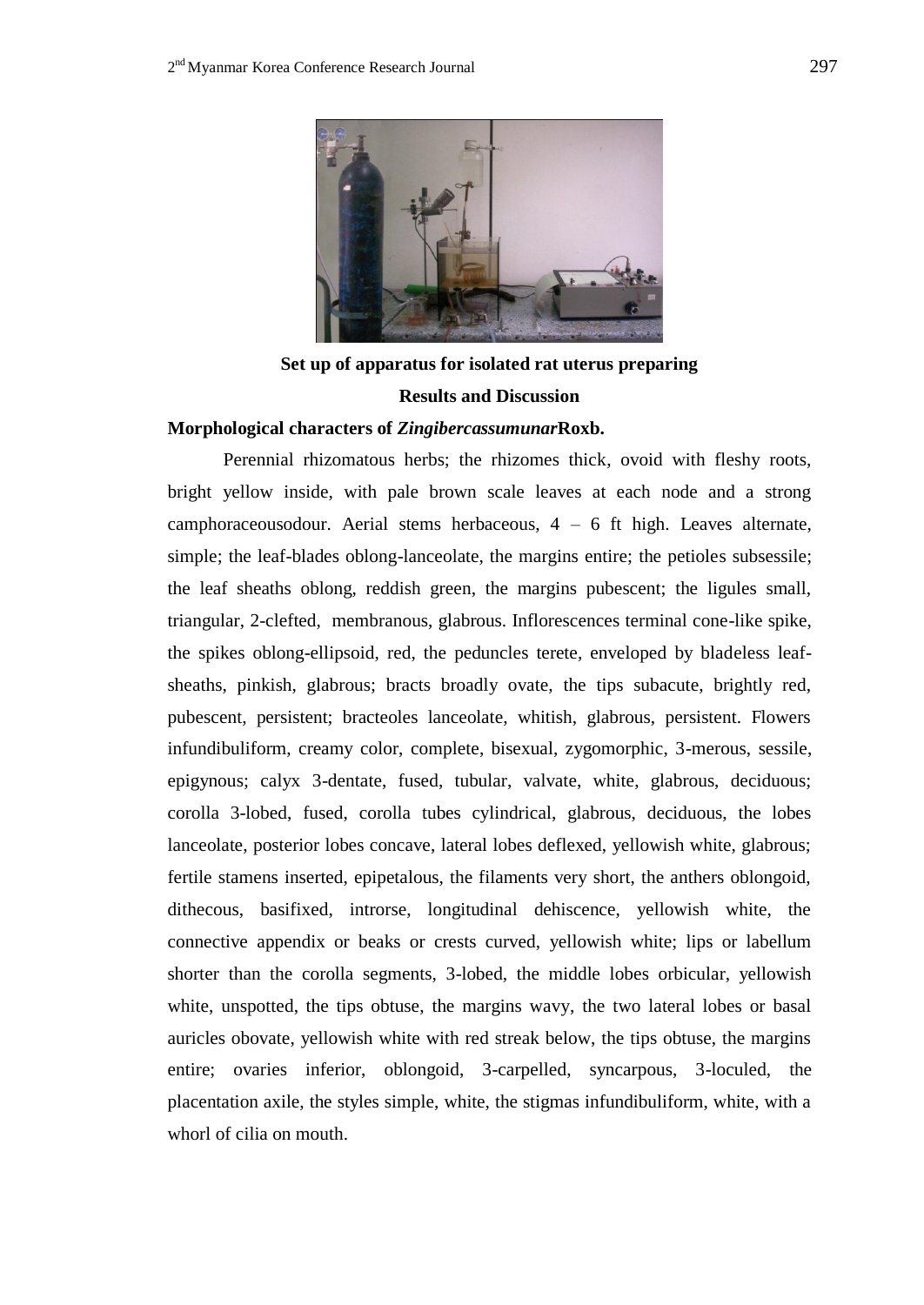Set up of apparatus for isolated rat uterus preparing

## Results and Discussion

### Morphological characters of *Zingibercassumunar* Roxb.

Perennial rhizomatous herbs; the rhizomes thick, ovoid with fleshy roots, bright yellow inside, with pale brown scale leaves at each node and a strong camphoraceousodour. Aerial stems herbaceous, 4 – 6 ft high. Leaves alternate, simple; the leaf-blades oblong-lanceolate, the margins entire; the petioles subsessile; the leaf sheaths oblong, reddish green, the margins pubescent; the ligules small, triangular, 2-clefted, membranous, glabrous. Inflorescences terminal cone-like spike, the spikes oblong-ellipsoid, red, the peduncles terete, enveloped by bladeless leaf-sheaths, pinkish, glabrous; bracts broadly ovate, the tips subacute, brightly red, pubescent, persistent; bracteoles lanceolate, whitish, glabrous, persistent. Flowers infundibuliform, creamy color, complete, bisexual, zygomorphic, 3-merous, sessile, epigynous; calyx 3-dentate, fused, tubular, valvate, white, glabrous, deciduous; corolla 3-lobed, fused, corolla tubes cylindrical, glabrous, deciduous, the lobes lanceolate, posterior lobes concave, lateral lobes deflexed, yellowish white, glabrous; fertile stamens inserted, epipetalous, the filaments very short, the anthers oblongoid, dithecous, basifixed, introrse, longitudinal dehiscence, yellowish white, the connective appendix or beaks or crests curved, yellowish white; lips or labellum shorter than the corolla segments, 3-lobed, the middle lobes orbicular, yellowish white, unspotted, the tips obtuse, the margins wavy, the two lateral lobes or basal auricles obovate, yellowish white with red streak below, the tips obtuse, the margins entire; ovaries inferior, oblongoid, 3-carpelled, syncarpous, 3-loculed, the placentation axile, the styles simple, white, the stigmas infundibuliform, white, with a whorl of cilia on mouth.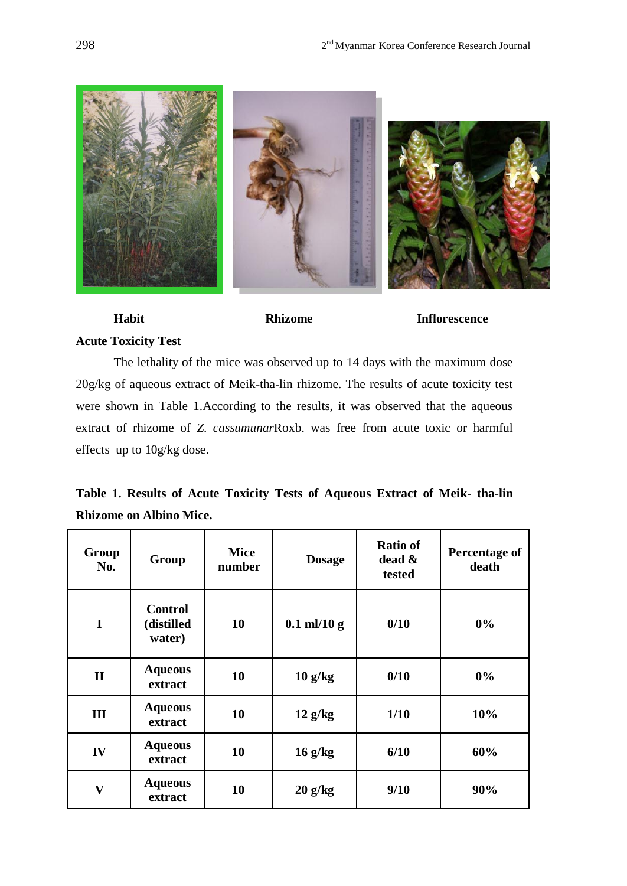**Habit** **Rhizome** **Inflorescence**

**Acute Toxicity Test**

The lethality of the mice was observed up to 14 days with the maximum dose 20g/kg of aqueous extract of Meik-tha-lin rhizome. The results of acute toxicity test were shown in Table 1.According to the results, it was observed that the aqueous extract of rhizome of *Z. cassumunar*Roxb. was free from acute toxic or harmful effects up to 10g/kg dose.

**Table 1. Results of Acute Toxicity Tests of Aqueous Extract of Meik- tha-lin Rhizome on Albino Mice.**

| Group No. | Group | Mice number | Dosage | Ratio of dead & tested | Percentage of death |
|---|---|---|---|---|---|
| I | Control (distilled water) | 10 | 0.1 ml/10 g | 0/10 | 0% |
| II | Aqueous extract | 10 | 10 g/kg | 0/10 | 0% |
| III | Aqueous extract | 10 | 12 g/kg | 1/10 | 10% |
| IV | Aqueous extract | 10 | 16 g/kg | 6/10 | 60% |
| V | Aqueous extract | 10 | 20 g/kg | 9/10 | 90% |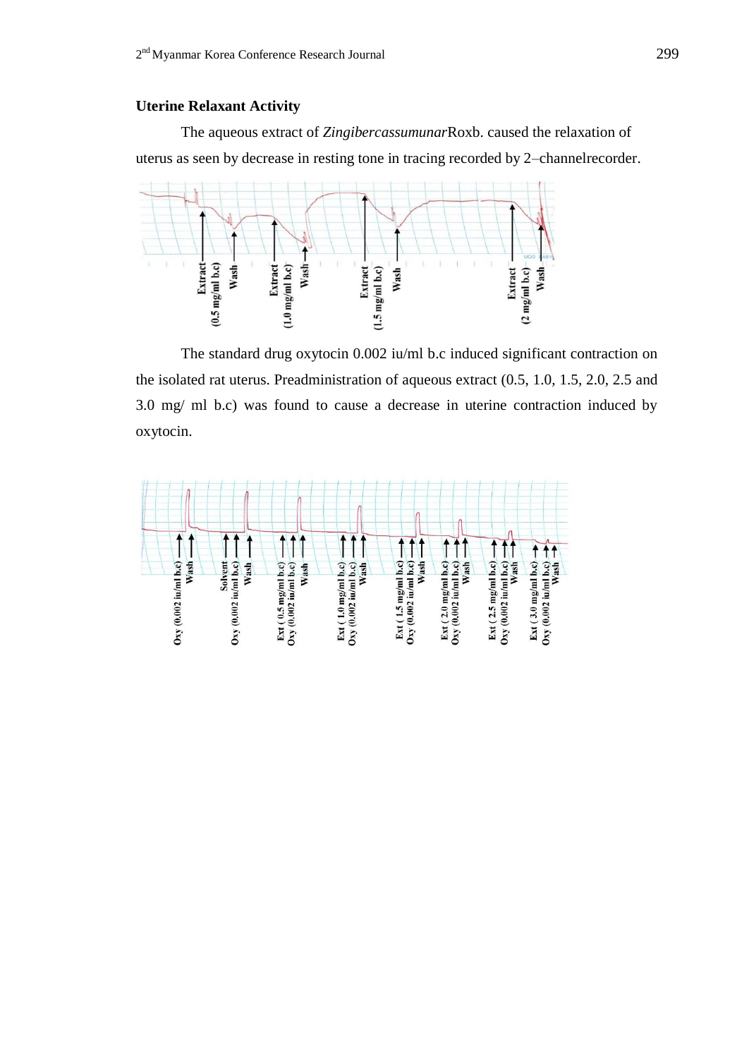### Uterine Relaxant Activity

The aqueous extract of *Zingibercassumunar*Roxb. caused the relaxation of uterus as seen by decrease in resting tone in tracing recorded by 2–channelrecorder.

The standard drug oxytocin 0.002 iu/ml b.c induced significant contraction on the isolated rat uterus. Preadministration of aqueous extract (0.5, 1.0, 1.5, 2.0, 2.5 and 3.0 mg/ ml b.c) was found to cause a decrease in uterine contraction induced by oxytocin.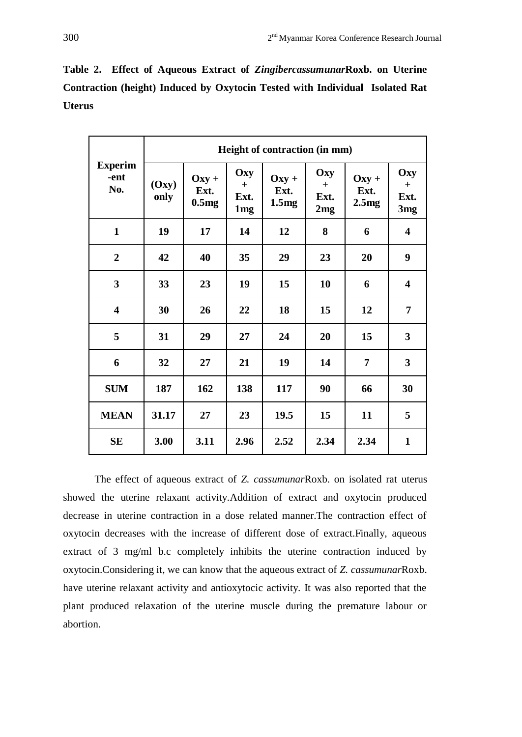**Table 2. Effect of Aqueous Extract of *Zingibercassumunar*Roxb. on Uterine Contraction (height) Induced by Oxytocin Tested with Individual Isolated Rat Uterus**

| Experim -ent No. | Height of contraction (in mm) | | | | | | |
|---|---|---|---|---|---|---|---|
| | (Oxy) only | Oxy + Ext. 0.5mg | Oxy + Ext. 1mg | Oxy + Ext. 1.5mg | Oxy + Ext. 2mg | Oxy + Ext. 2.5mg | Oxy + Ext. 3mg |
| 1 | 19 | 17 | 14 | 12 | 8 | 6 | 4 |
| 2 | 42 | 40 | 35 | 29 | 23 | 20 | 9 |
| 3 | 33 | 23 | 19 | 15 | 10 | 6 | 4 |
| 4 | 30 | 26 | 22 | 18 | 15 | 12 | 7 |
| 5 | 31 | 29 | 27 | 24 | 20 | 15 | 3 |
| 6 | 32 | 27 | 21 | 19 | 14 | 7 | 3 |
| SUM | 187 | 162 | 138 | 117 | 90 | 66 | 30 |
| MEAN | 31.17 | 27 | 23 | 19.5 | 15 | 11 | 5 |
| SE | 3.00 | 3.11 | 2.96 | 2.52 | 2.34 | 2.34 | 1 |

The effect of aqueous extract of *Z. cassumunar*Roxb. on isolated rat uterus showed the uterine relaxant activity.Addition of extract and oxytocin produced decrease in uterine contraction in a dose related manner.The contraction effect of oxytocin decreases with the increase of different dose of extract.Finally, aqueous extract of 3 mg/ml b.c completely inhibits the uterine contraction induced by oxytocin.Considering it, we can know that the aqueous extract of *Z. cassumunar*Roxb. have uterine relaxant activity and antioxytocic activity. It was also reported that the plant produced relaxation of the uterine muscle during the premature labour or abortion.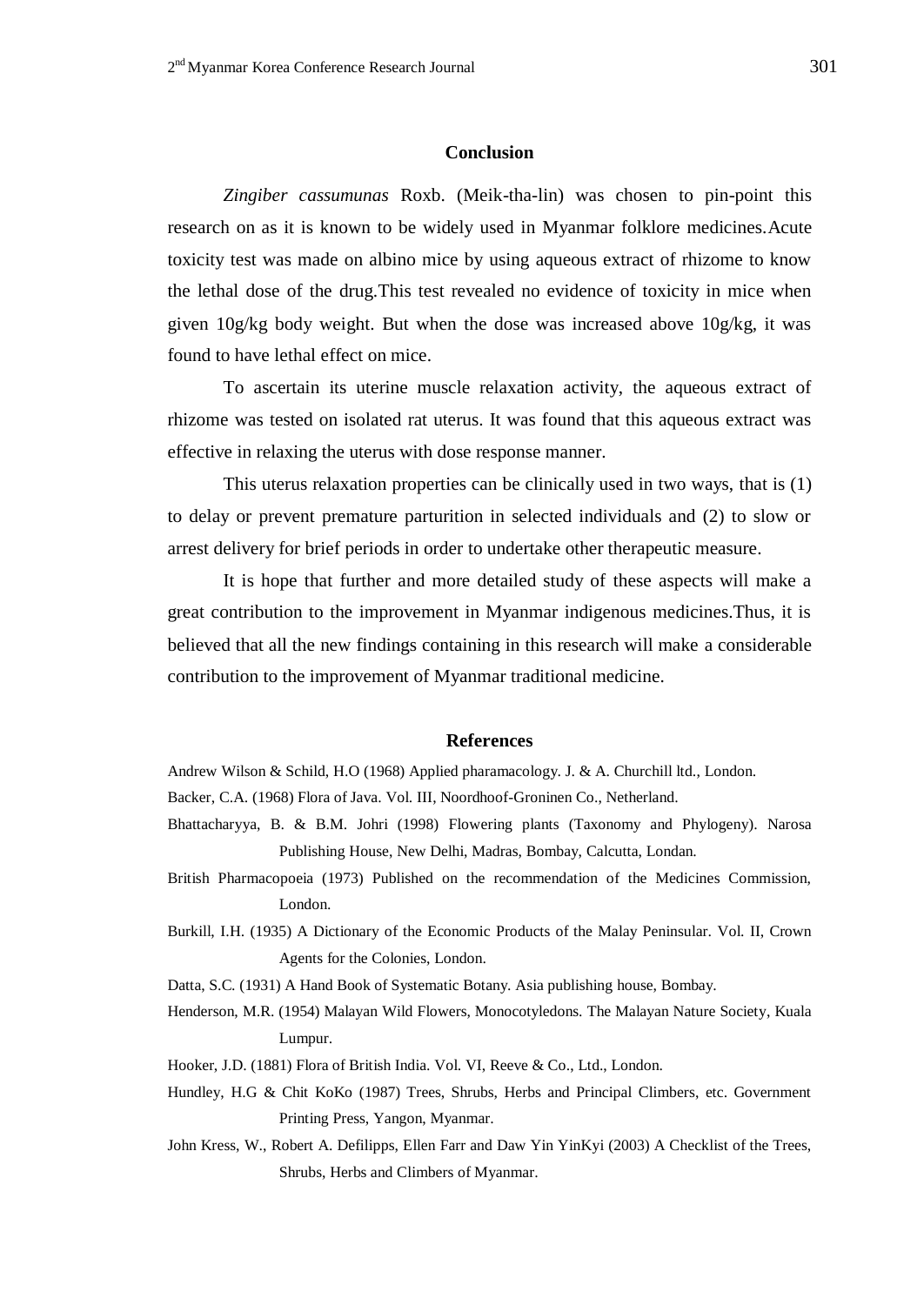## Conclusion

*Zingiber cassumunas* Roxb. (Meik-tha-lin) was chosen to pin-point this research on as it is known to be widely used in Myanmar folklore medicines.Acute toxicity test was made on albino mice by using aqueous extract of rhizome to know the lethal dose of the drug.This test revealed no evidence of toxicity in mice when given 10g/kg body weight. But when the dose was increased above 10g/kg, it was found to have lethal effect on mice.

To ascertain its uterine muscle relaxation activity, the aqueous extract of rhizome was tested on isolated rat uterus. It was found that this aqueous extract was effective in relaxing the uterus with dose response manner.

This uterus relaxation properties can be clinically used in two ways, that is (1) to delay or prevent premature parturition in selected individuals and (2) to slow or arrest delivery for brief periods in order to undertake other therapeutic measure.

It is hope that further and more detailed study of these aspects will make a great contribution to the improvement in Myanmar indigenous medicines.Thus, it is believed that all the new findings containing in this research will make a considerable contribution to the improvement of Myanmar traditional medicine.

## References

Andrew Wilson & Schild, H.O (1968) Applied pharamacology. J. & A. Churchill ltd., London.

Backer, C.A. (1968) Flora of Java. Vol. III, Noordhoof-Groninen Co., Netherland.

Bhattacharyya, B. & B.M. Johri (1998) Flowering plants (Taxonomy and Phylogeny). Narosa Publishing House, New Delhi, Madras, Bombay, Calcutta, Londan.

British Pharmacopoeia (1973) Published on the recommendation of the Medicines Commission, London.

Burkill, I.H. (1935) A Dictionary of the Economic Products of the Malay Peninsular. Vol. II, Crown Agents for the Colonies, London.

Datta, S.C. (1931) A Hand Book of Systematic Botany. Asia publishing house, Bombay.

Henderson, M.R. (1954) Malayan Wild Flowers, Monocotyledons. The Malayan Nature Society, Kuala Lumpur.

Hooker, J.D. (1881) Flora of British India. Vol. VI, Reeve & Co., Ltd., London.

Hundley, H.G & Chit KoKo (1987) Trees, Shrubs, Herbs and Principal Climbers, etc. Government Printing Press, Yangon, Myanmar.

John Kress, W., Robert A. Defilipps, Ellen Farr and Daw Yin YinKyi (2003) A Checklist of the Trees, Shrubs, Herbs and Climbers of Myanmar.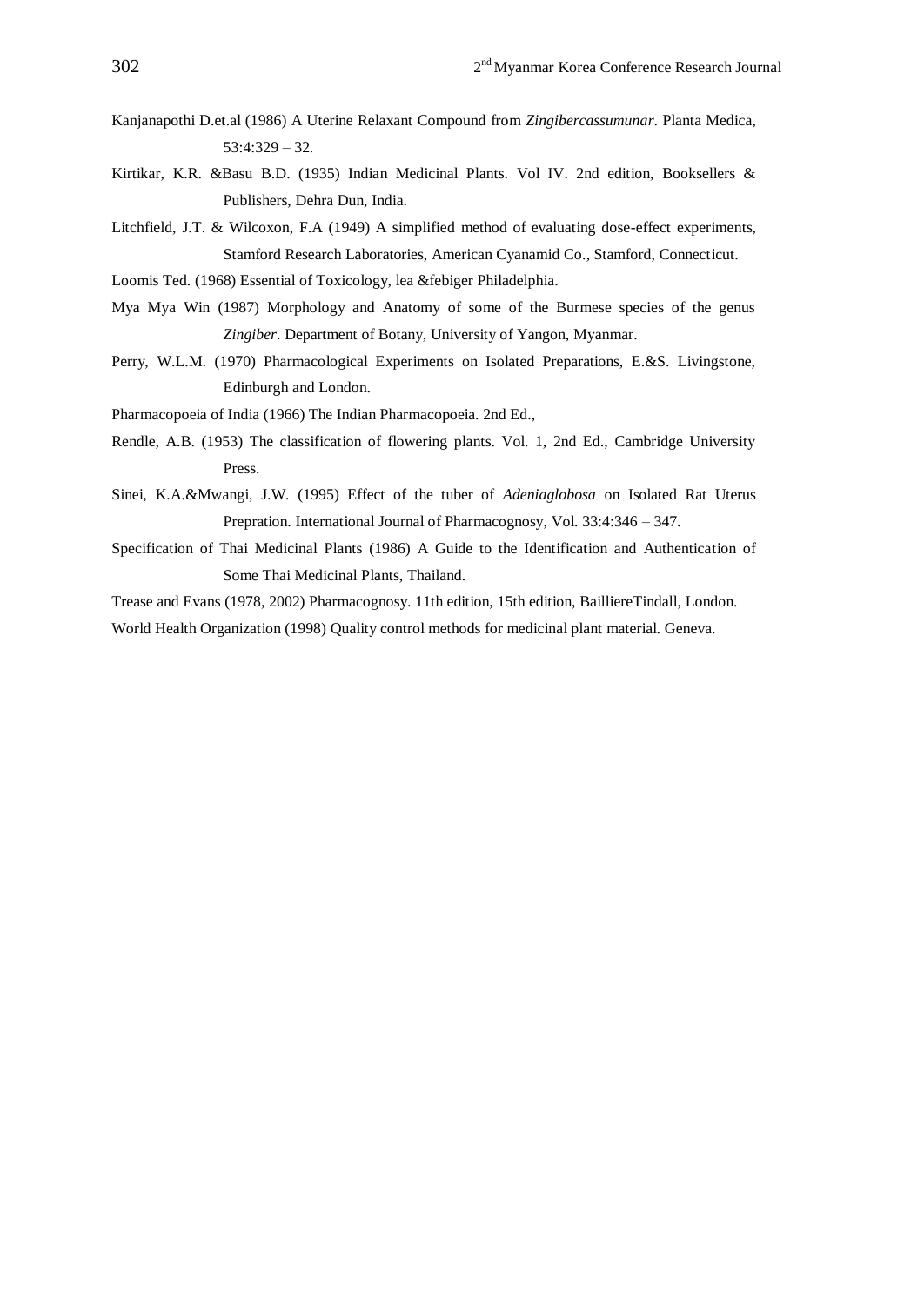Kanjanapothi D.et.al (1986) A Uterine Relaxant Compound from *Zingibercassumunar*. Planta Medica, 53:4:329 – 32.

Kirtikar, K.R. &Basu B.D. (1935) Indian Medicinal Plants. Vol IV. 2nd edition, Booksellers & Publishers, Dehra Dun, India.

Litchfield, J.T. & Wilcoxon, F.A (1949) A simplified method of evaluating dose-effect experiments, Stamford Research Laboratories, American Cyanamid Co., Stamford, Connecticut.

Loomis Ted. (1968) Essential of Toxicology, lea &febiger Philadelphia.

Mya Mya Win (1987) Morphology and Anatomy of some of the Burmese species of the genus *Zingiber*. Department of Botany, University of Yangon, Myanmar.

Perry, W.L.M. (1970) Pharmacological Experiments on Isolated Preparations, E.&S. Livingstone, Edinburgh and London.

Pharmacopoeia of India (1966) The Indian Pharmacopoeia. 2nd Ed.,

Rendle, A.B. (1953) The classification of flowering plants. Vol. 1, 2nd Ed., Cambridge University Press.

Sinei, K.A.&Mwangi, J.W. (1995) Effect of the tuber of *Adeniaglobosa* on Isolated Rat Uterus Prepration. International Journal of Pharmacognosy, Vol. 33:4:346 – 347.

Specification of Thai Medicinal Plants (1986) A Guide to the Identification and Authentication of Some Thai Medicinal Plants, Thailand.

Trease and Evans (1978, 2002) Pharmacognosy. 11th edition, 15th edition, BailliereTindall, London.

World Health Organization (1998) Quality control methods for medicinal plant material. Geneva.